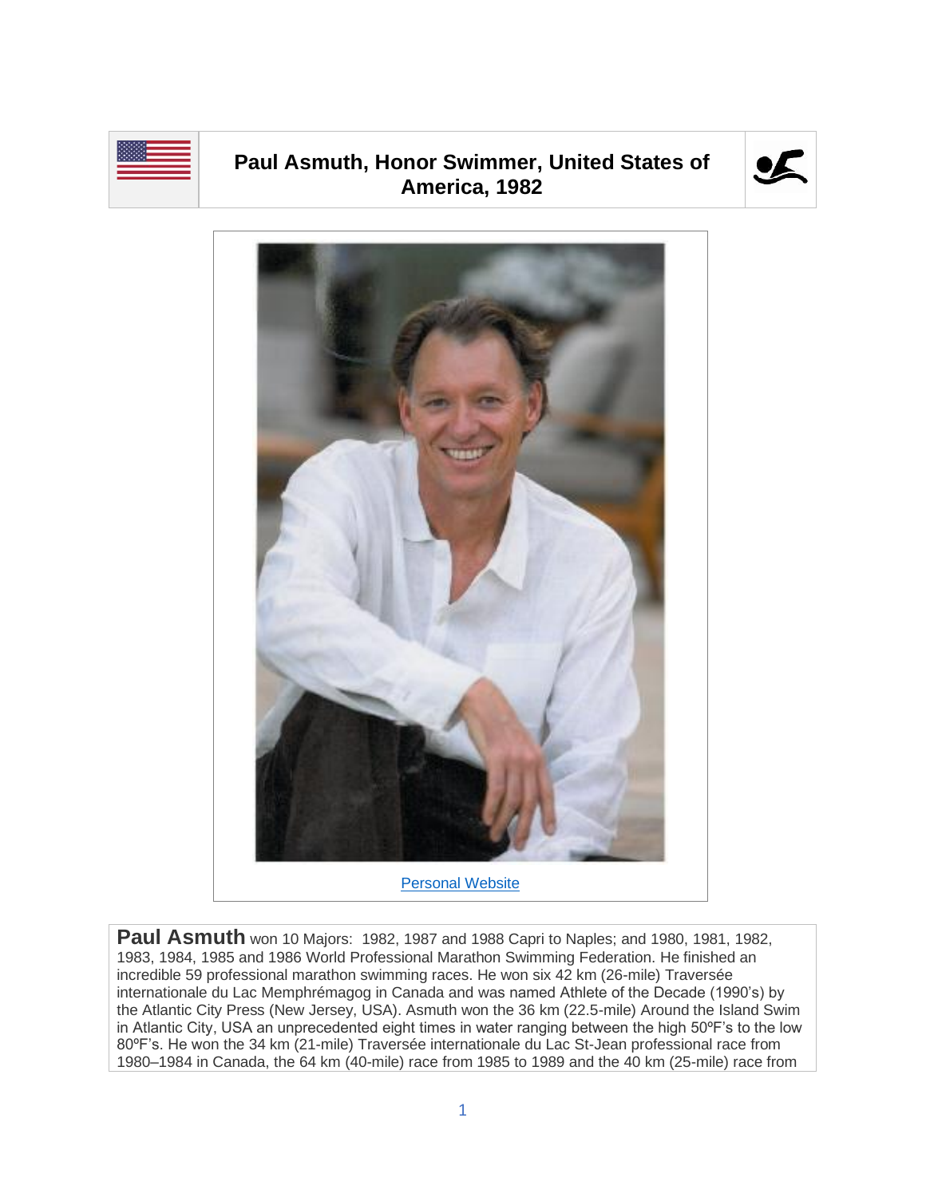# Paul Asmuth, Honor Swimmer, United States of America, 1982

Personal Website

**Paul Asmuth** won 10 Majors: 1982, 1987 and 1988 Capri to Naples; and 1980, 1981, 1982, 1983, 1984, 1985 and 1986 World Professional Marathon Swimming Federation. He finished an incredible 59 professional marathon swimming races. He won six 42 km (26-mile) Traversée internationale du Lac Memphrémagog in Canada and was named Athlete of the Decade (1990's) by the Atlantic City Press (New Jersey, USA). Asmuth won the 36 km (22.5-mile) Around the Island Swim in Atlantic City, USA an unprecedented eight times in water ranging between the high 50ºF's to the low 80ºF's. He won the 34 km (21-mile) Traversée internationale du Lac St-Jean professional race from 1980–1984 in Canada, the 64 km (40-mile) race from 1985 to 1989 and the 40 km (25-mile) race from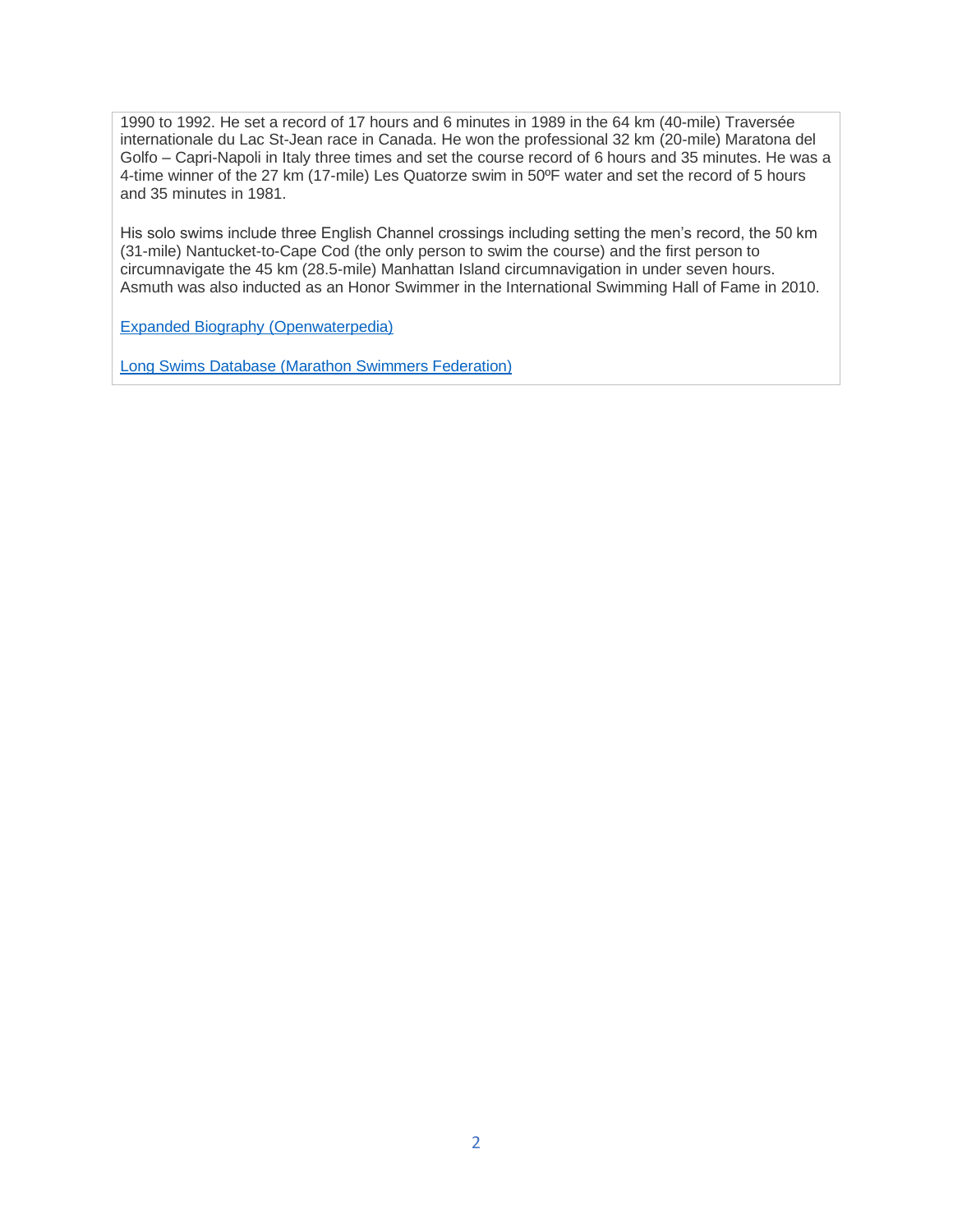1990 to 1992. He set a record of 17 hours and 6 minutes in 1989 in the 64 km (40-mile) Traversée internationale du Lac St-Jean race in Canada. He won the professional 32 km (20-mile) Maratona del Golfo – Capri-Napoli in Italy three times and set the course record of 6 hours and 35 minutes. He was a 4-time winner of the 27 km (17-mile) Les Quatorze swim in 50ºF water and set the record of 5 hours and 35 minutes in 1981.

His solo swims include three English Channel crossings including setting the men's record, the 50 km (31-mile) Nantucket-to-Cape Cod (the only person to swim the course) and the first person to circumnavigate the 45 km (28.5-mile) Manhattan Island circumnavigation in under seven hours. Asmuth was also inducted as an Honor Swimmer in the International Swimming Hall of Fame in 2010.

Expanded Biography (Openwaterpedia)

Long Swims Database (Marathon Swimmers Federation)